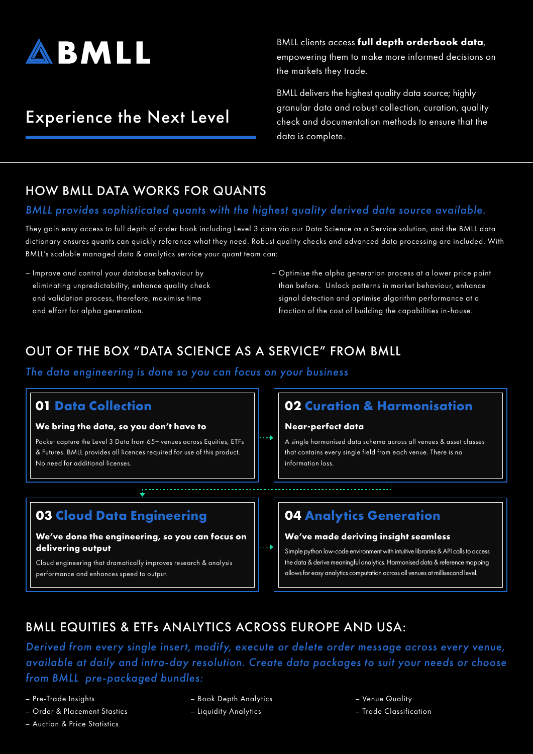# BMLL

## Experience the Next Level

BMLL clients access **full depth orderbook data**, empowering them to make more informed decisions on the markets they trade.

BMLL delivers the highest quality data source; highly granular data and robust collection, curation, quality check and documentation methods to ensure that the data is complete.

## HOW BMLL DATA WORKS FOR QUANTS

*BMLL provides sophisticated quants with the highest quality derived data source available.*

They gain easy access to full depth of order book including Level 3 data via our Data Science as a Service solution, and the BMLL data dictionary ensures quants can quickly reference what they need. Robust quality checks and advanced data processing are included. With BMLL's scalable managed data & analytics service your quant team can:

- Improve and control your database behaviour by eliminating unpredictability, enhance quality check and validation process, therefore, maximise time and effort for alpha generation.
- Optimise the alpha generation process at a lower price point than before. Unlock patterns in market behaviour, enhance signal detection and optimise algorithm performance at a fraction of the cost of building the capabilities in-house.

## OUT OF THE BOX "DATA SCIENCE AS A SERVICE" FROM BMLL

*The data engineering is done so you can focus on your business*

### 01 Data Collection

**We bring the data, so you don't have to**

Packet capture the Level 3 Data from 65+ venues across Equities, ETFs & Futures. BMLL provides all licences required for use of this product. No need for additional licenses.

### 02 Curation & Harmonisation

**Near-perfect data**

A single harmonised data schema across all venues & asset classes that contains every single field from each venue. There is no information loss.

### 03 Cloud Data Engineering

**We've done the engineering, so you can focus on delivering output**

Cloud engineering that dramatically improves research & analysis performance and enhances speed to output.

### 04 Analytics Generation

**We've made deriving insight seamless**

Simple python low-code environment with intuitive libraries & API calls to access the data & derive meaningful analytics. Harmonised data & reference mapping allows for easy analytics computation across all venues at millisecond level.

## BMLL EQUITIES & ETFs ANALYTICS ACROSS EUROPE AND USA:

*Derived from every single insert, modify, execute or delete order message across every venue, available at daily and intra-day resolution. Create data packages to suit your needs or choose from BMLL pre-packaged bundles:*

- Pre-Trade Insights
- Order & Placement Stastics
- Auction & Price Statistics
- Book Depth Analytics
- Liquidity Analytics
- Venue Quality
- Trade Classification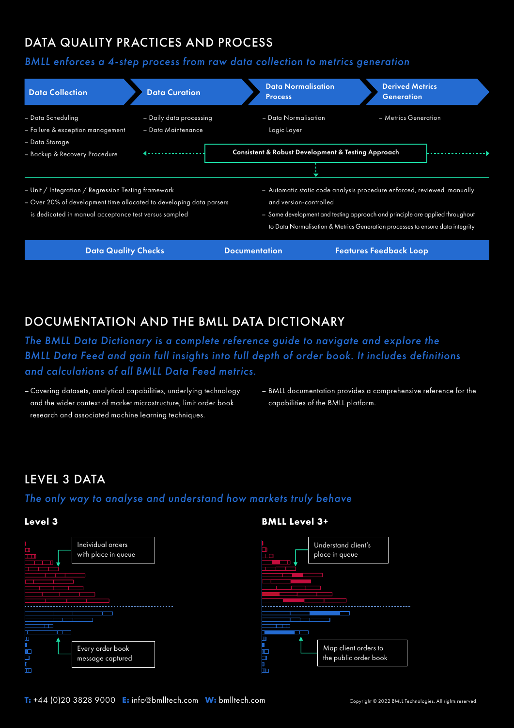## DATA QUALITY PRACTICES AND PROCESS

*BMLL enforces a 4-step process from raw data collection to metrics generation*

**Data Collection**

- Data Scheduling
- Failure & exception management
- Data Storage
- Backup & Recovery Procedure

**Data Curation**

- Daily data processing
- Data Maintenance

**Data Normalisation Process**

- Data Normalisation Logic Layer

**Derived Metrics Generation**

- Metrics Generation

**Consistent & Robust Development & Testing Approach**

- Unit / Integration / Regression Testing framework
- Over 20% of development time allocated to developing data parsers is dedicated in manual acceptance test versus sampled
- Automatic static code analysis procedure enforced, reviewed manually and version-controlled
- Same development and testing approach and principle are applied throughout to Data Normalisation & Metrics Generation processes to ensure data integrity

**Data Quality Checks** | **Documentation** | **Features Feedback Loop**

## DOCUMENTATION AND THE BMLL DATA DICTIONARY

*The BMLL Data Dictionary is a complete reference guide to navigate and explore the BMLL Data Feed and gain full insights into full depth of order book. It includes definitions and calculations of all BMLL Data Feed metrics.*

- Covering datasets, analytical capabilities, underlying technology and the wider context of market microstructure, limit order book research and associated machine learning techniques.
- BMLL documentation provides a comprehensive reference for the capabilities of the BMLL platform.

## LEVEL 3 DATA

*The only way to analyse and understand how markets truly behave*

**Level 3**

Individual orders with place in queue

Every order book message captured

**BMLL Level 3+**

Understand client's place in queue

Map client orders to the public order book

**T:** +44 (0)20 3828 9000 **E:** info@bmlltech.com **W:** bmlltech.com

Copyright © 2022 BMLL Technologies. All rights reserved.